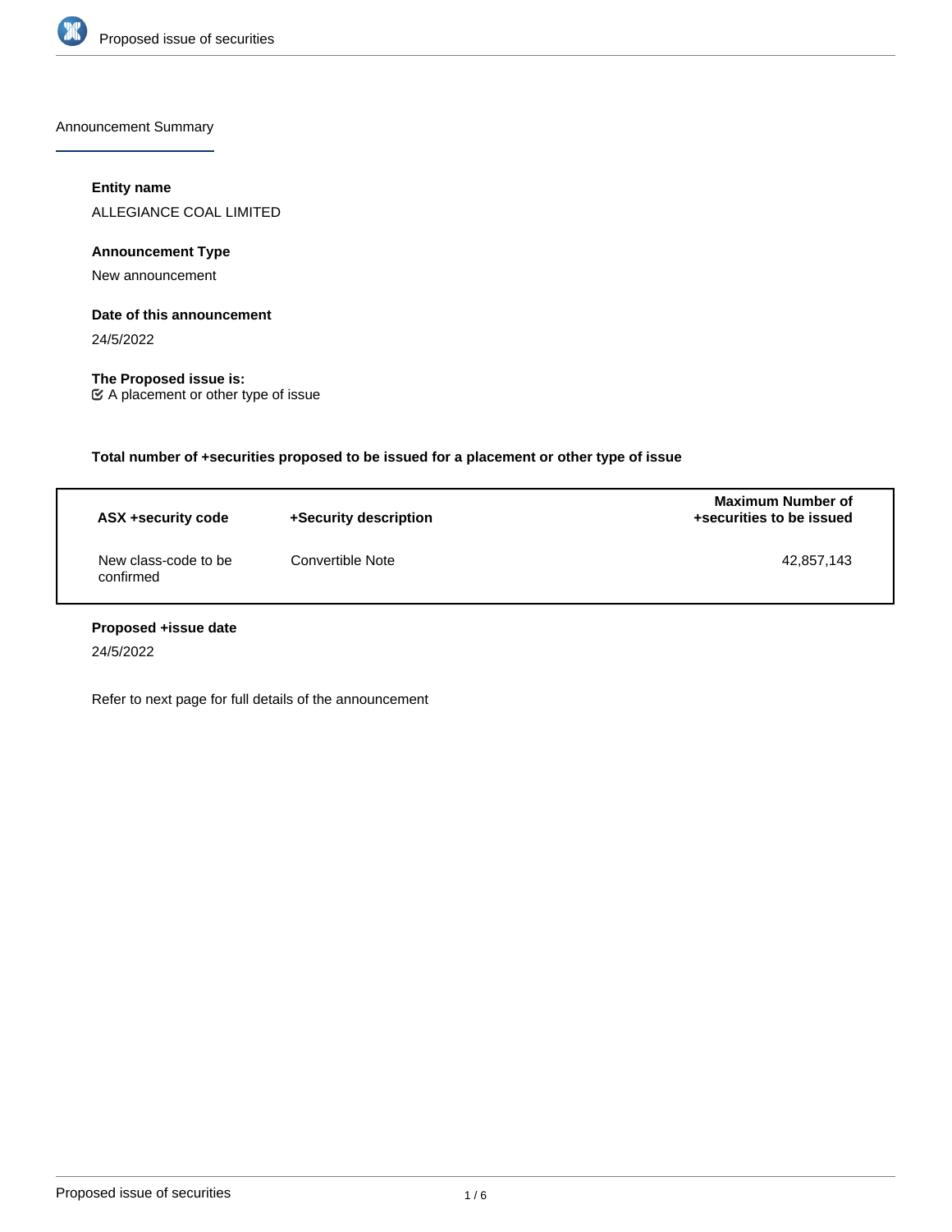## Announcement Summary

**Entity name**

ALLEGIANCE COAL LIMITED

**Announcement Type**

New announcement

**Date of this announcement**

24/5/2022

**The Proposed issue is:**

☑ A placement or other type of issue

**Total number of +securities proposed to be issued for a placement or other type of issue**

| ASX +security code | +Security description | Maximum Number of +securities to be issued |
|---|---|---|
| New class-code to be confirmed | Convertible Note | 42,857,143 |

**Proposed +issue date**

24/5/2022

Refer to next page for full details of the announcement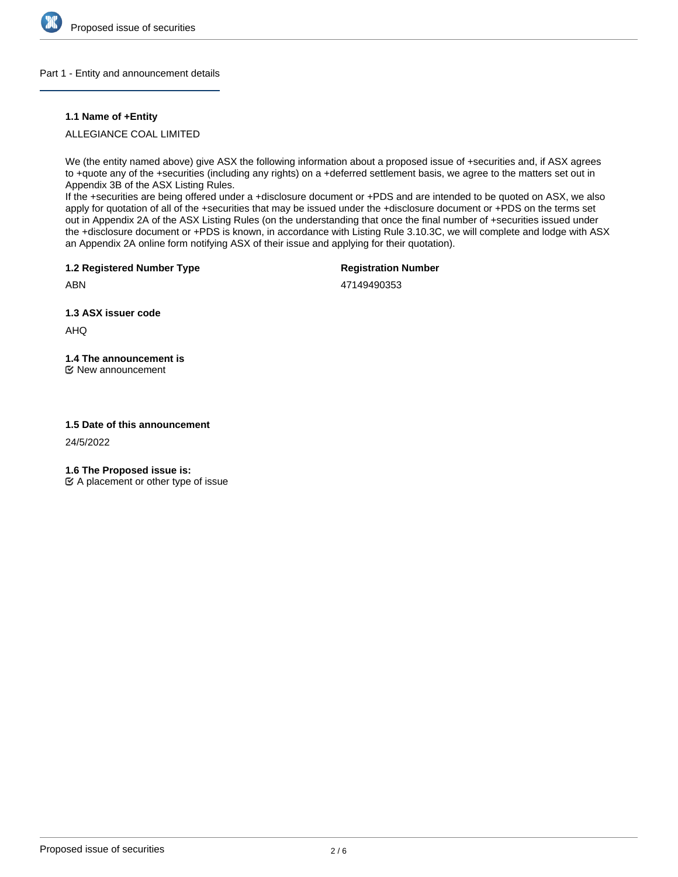## Part 1 - Entity and announcement details

**1.1 Name of +Entity**

ALLEGIANCE COAL LIMITED

We (the entity named above) give ASX the following information about a proposed issue of +securities and, if ASX agrees to +quote any of the +securities (including any rights) on a +deferred settlement basis, we agree to the matters set out in Appendix 3B of the ASX Listing Rules.
If the +securities are being offered under a +disclosure document or +PDS and are intended to be quoted on ASX, we also apply for quotation of all of the +securities that may be issued under the +disclosure document or +PDS on the terms set out in Appendix 2A of the ASX Listing Rules (on the understanding that once the final number of +securities issued under the +disclosure document or +PDS is known, in accordance with Listing Rule 3.10.3C, we will complete and lodge with ASX an Appendix 2A online form notifying ASX of their issue and applying for their quotation).

**1.2 Registered Number Type**

ABN

**Registration Number**

47149490353

**1.3 ASX issuer code**

AHQ

**1.4 The announcement is**

☑ New announcement

**1.5 Date of this announcement**

24/5/2022

**1.6 The Proposed issue is:**

☑ A placement or other type of issue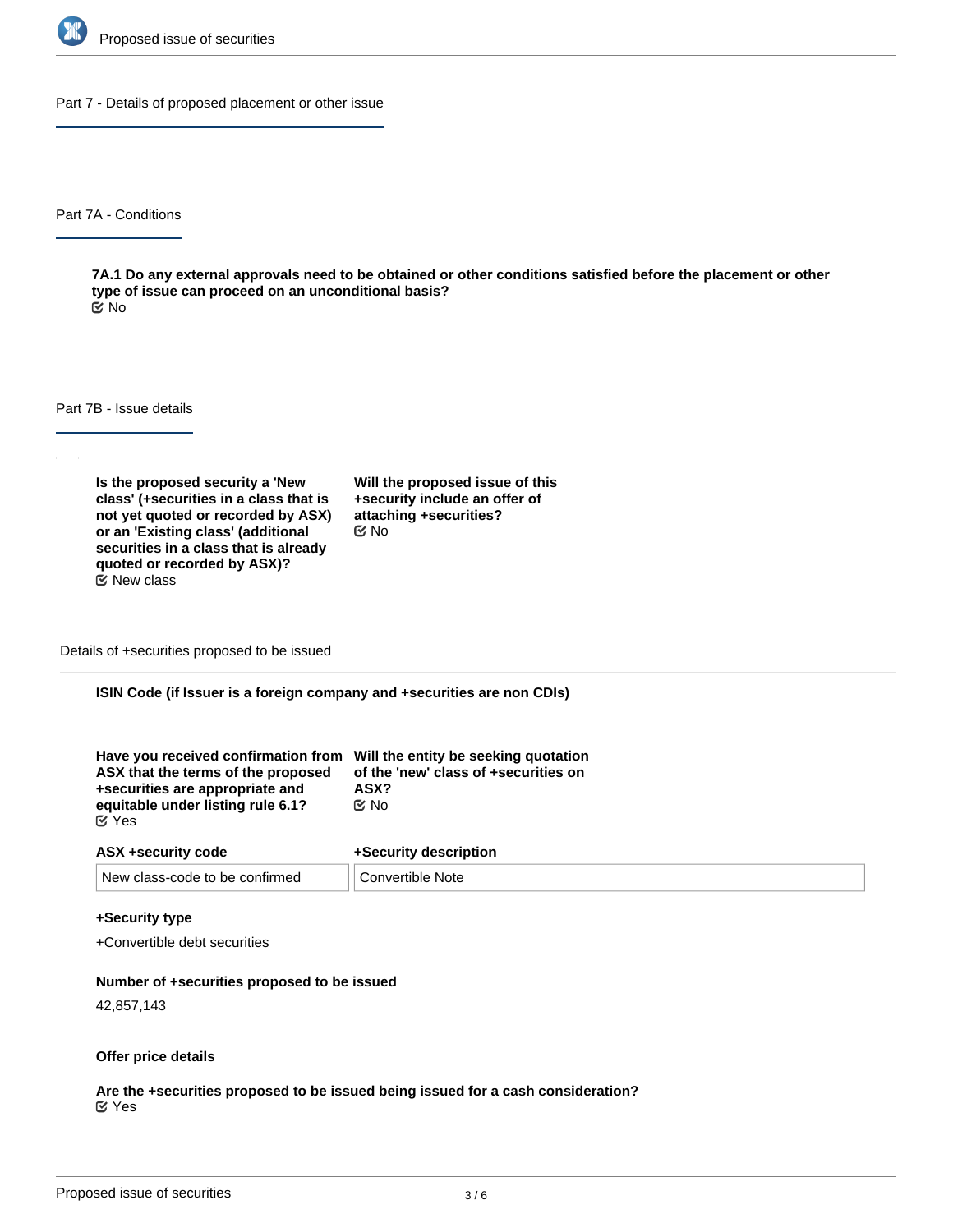## Part 7 - Details of proposed placement or other issue

### Part 7A - Conditions

**7A.1 Do any external approvals need to be obtained or other conditions satisfied before the placement or other type of issue can proceed on an unconditional basis?**

No

### Part 7B - Issue details

**Is the proposed security a 'New class' (+securities in a class that is not yet quoted or recorded by ASX) or an 'Existing class' (additional securities in a class that is already quoted or recorded by ASX)?**

New class

**Will the proposed issue of this +security include an offer of attaching +securities?**

No

#### Details of +securities proposed to be issued

**ISIN Code (if Issuer is a foreign company and +securities are non CDIs)**

**Have you received confirmation from ASX that the terms of the proposed +securities are appropriate and equitable under listing rule 6.1?**

Yes

**Will the entity be seeking quotation of the 'new' class of +securities on ASX?**

No

| ASX +security code | +Security description |
|---|---|
| New class-code to be confirmed | Convertible Note |

**+Security type**

+Convertible debt securities

**Number of +securities proposed to be issued**

42,857,143

**Offer price details**

**Are the +securities proposed to be issued being issued for a cash consideration?**

Yes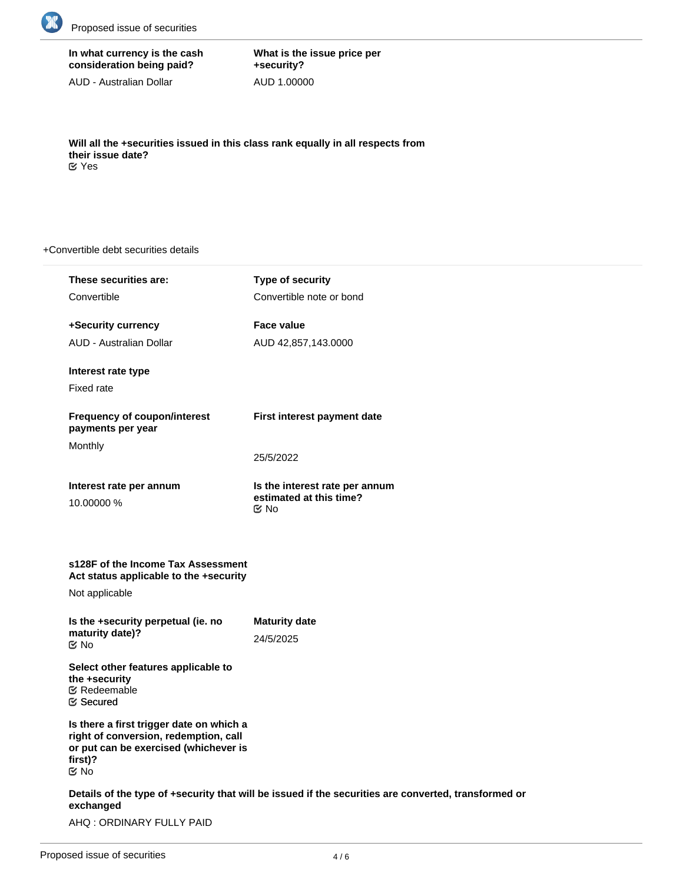**In what currency is the cash consideration being paid?**

AUD - Australian Dollar

**What is the issue price per +security?**

AUD 1.00000

**Will all the +securities issued in this class rank equally in all respects from their issue date?**

☑ Yes

+Convertible debt securities details

**These securities are:**

Convertible

**Type of security**

Convertible note or bond

**+Security currency**

AUD - Australian Dollar

**Face value**

AUD 42,857,143.0000

**Interest rate type**

Fixed rate

**Frequency of coupon/interest payments per year**

Monthly

**First interest payment date**

25/5/2022

**Interest rate per annum**

10.00000 %

**Is the interest rate per annum estimated at this time?**

☑ No

**s128F of the Income Tax Assessment Act status applicable to the +security**

Not applicable

**Is the +security perpetual (ie. no maturity date)?**

☑ No

**Maturity date**

24/5/2025

**Select other features applicable to the +security**

☑ Redeemable

☑ Secured

**Is there a first trigger date on which a right of conversion, redemption, call or put can be exercised (whichever is first)?**

☑ No

**Details of the type of +security that will be issued if the securities are converted, transformed or exchanged**

AHQ : ORDINARY FULLY PAID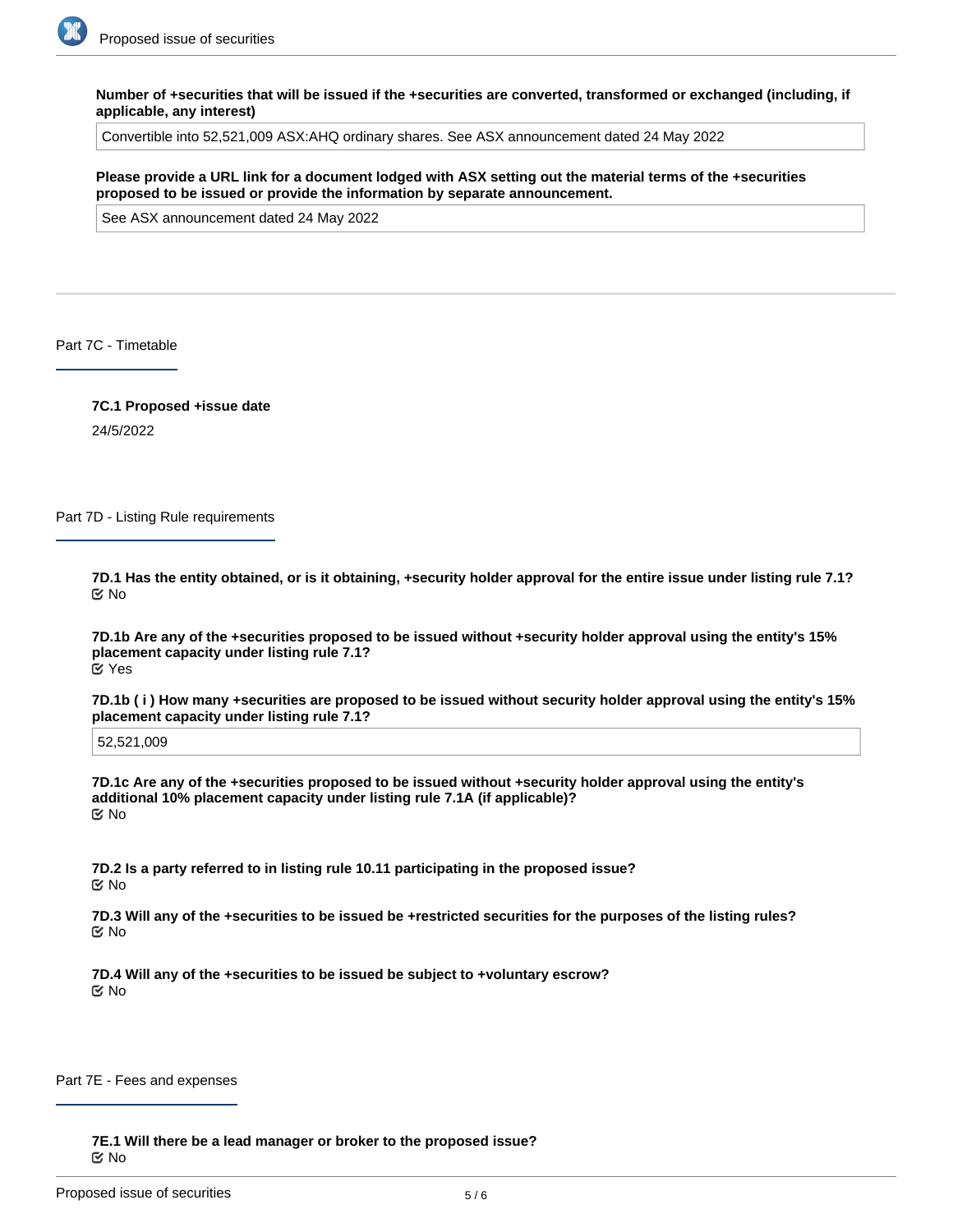**Number of +securities that will be issued if the +securities are converted, transformed or exchanged (including, if applicable, any interest)**

Convertible into 52,521,009 ASX:AHQ ordinary shares. See ASX announcement dated 24 May 2022

**Please provide a URL link for a document lodged with ASX setting out the material terms of the +securities proposed to be issued or provide the information by separate announcement.**

See ASX announcement dated 24 May 2022

## Part 7C - Timetable

**7C.1 Proposed +issue date**

24/5/2022

## Part 7D - Listing Rule requirements

**7D.1 Has the entity obtained, or is it obtaining, +security holder approval for the entire issue under listing rule 7.1?**

No

**7D.1b Are any of the +securities proposed to be issued without +security holder approval using the entity's 15% placement capacity under listing rule 7.1?**

Yes

**7D.1b ( i ) How many +securities are proposed to be issued without security holder approval using the entity's 15% placement capacity under listing rule 7.1?**

52,521,009

**7D.1c Are any of the +securities proposed to be issued without +security holder approval using the entity's additional 10% placement capacity under listing rule 7.1A (if applicable)?**

No

**7D.2 Is a party referred to in listing rule 10.11 participating in the proposed issue?**

No

**7D.3 Will any of the +securities to be issued be +restricted securities for the purposes of the listing rules?**

No

**7D.4 Will any of the +securities to be issued be subject to +voluntary escrow?**

No

## Part 7E - Fees and expenses

**7E.1 Will there be a lead manager or broker to the proposed issue?**

No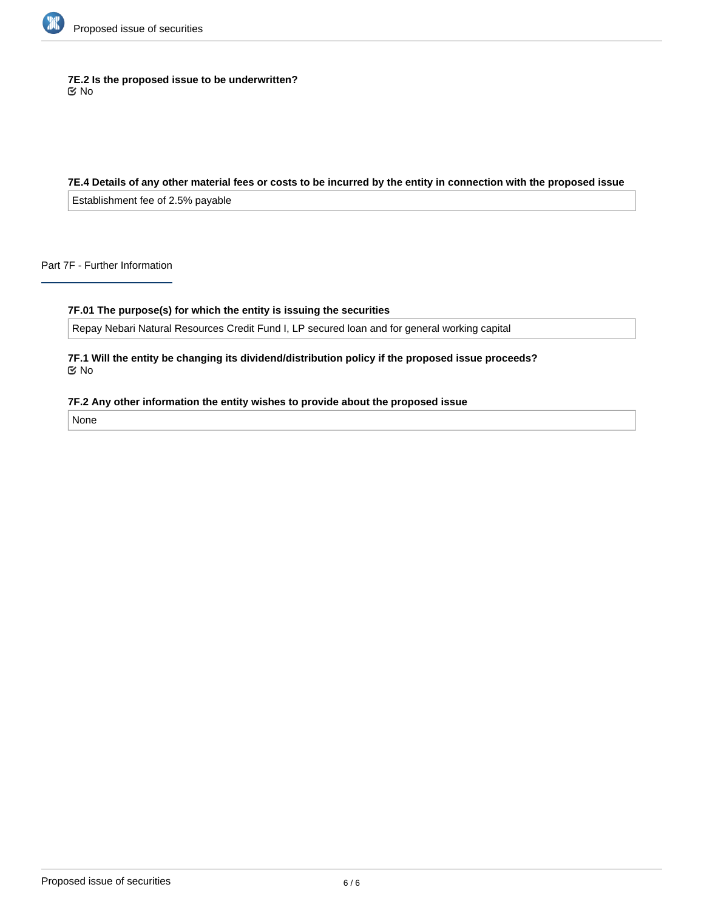**7E.2 Is the proposed issue to be underwritten?**

☑ No

**7E.4 Details of any other material fees or costs to be incurred by the entity in connection with the proposed issue**

Establishment fee of 2.5% payable

## Part 7F - Further Information

**7F.01 The purpose(s) for which the entity is issuing the securities**

Repay Nebari Natural Resources Credit Fund I, LP secured loan and for general working capital

**7F.1 Will the entity be changing its dividend/distribution policy if the proposed issue proceeds?**

☑ No

**7F.2 Any other information the entity wishes to provide about the proposed issue**

None